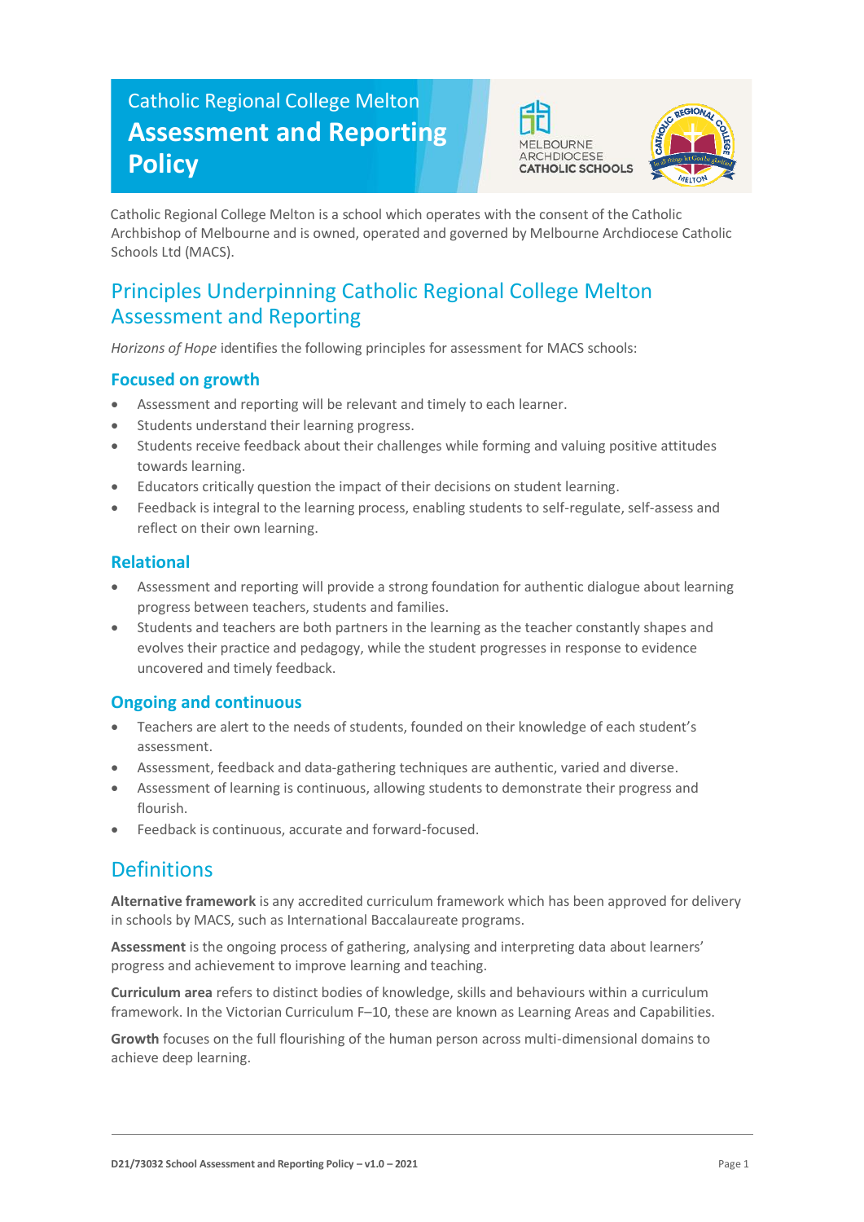# Catholic Regional College Melton

# Assessment and Reporting Policy

Catholic Regional College Melton is a school which operates with the consent of the Catholic Archbishop of Melbourne and is owned, operated and governed by Melbourne Archdiocese Catholic Schools Ltd (MACS).

## Principles Underpinning Catholic Regional College Melton Assessment and Reporting

*Horizons of Hope* identifies the following principles for assessment for MACS schools:

### Focused on growth

- Assessment and reporting will be relevant and timely to each learner.
- Students understand their learning progress.
- Students receive feedback about their challenges while forming and valuing positive attitudes towards learning.
- Educators critically question the impact of their decisions on student learning.
- Feedback is integral to the learning process, enabling students to self-regulate, self-assess and reflect on their own learning.

### Relational

- Assessment and reporting will provide a strong foundation for authentic dialogue about learning progress between teachers, students and families.
- Students and teachers are both partners in the learning as the teacher constantly shapes and evolves their practice and pedagogy, while the student progresses in response to evidence uncovered and timely feedback.

### Ongoing and continuous

- Teachers are alert to the needs of students, founded on their knowledge of each student's assessment.
- Assessment, feedback and data-gathering techniques are authentic, varied and diverse.
- Assessment of learning is continuous, allowing students to demonstrate their progress and flourish.
- Feedback is continuous, accurate and forward-focused.

## Definitions

**Alternative framework** is any accredited curriculum framework which has been approved for delivery in schools by MACS, such as International Baccalaureate programs.

**Assessment** is the ongoing process of gathering, analysing and interpreting data about learners' progress and achievement to improve learning and teaching.

**Curriculum area** refers to distinct bodies of knowledge, skills and behaviours within a curriculum framework. In the Victorian Curriculum F–10, these are known as Learning Areas and Capabilities.

**Growth** focuses on the full flourishing of the human person across multi-dimensional domains to achieve deep learning.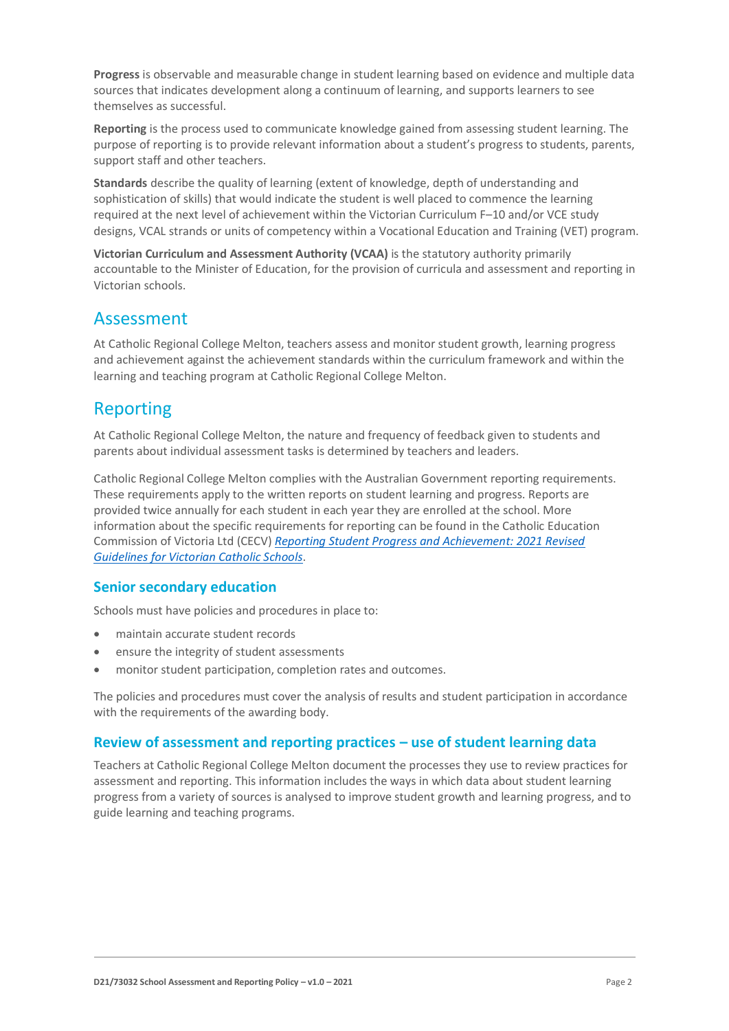**Progress** is observable and measurable change in student learning based on evidence and multiple data sources that indicates development along a continuum of learning, and supports learners to see themselves as successful.

**Reporting** is the process used to communicate knowledge gained from assessing student learning. The purpose of reporting is to provide relevant information about a student's progress to students, parents, support staff and other teachers.

**Standards** describe the quality of learning (extent of knowledge, depth of understanding and sophistication of skills) that would indicate the student is well placed to commence the learning required at the next level of achievement within the Victorian Curriculum F–10 and/or VCE study designs, VCAL strands or units of competency within a Vocational Education and Training (VET) program.

**Victorian Curriculum and Assessment Authority (VCAA)** is the statutory authority primarily accountable to the Minister of Education, for the provision of curricula and assessment and reporting in Victorian schools.

## Assessment

At Catholic Regional College Melton, teachers assess and monitor student growth, learning progress and achievement against the achievement standards within the curriculum framework and within the learning and teaching program at Catholic Regional College Melton.

## Reporting

At Catholic Regional College Melton, the nature and frequency of feedback given to students and parents about individual assessment tasks is determined by teachers and leaders.

Catholic Regional College Melton complies with the Australian Government reporting requirements. These requirements apply to the written reports on student learning and progress. Reports are provided twice annually for each student in each year they are enrolled at the school. More information about the specific requirements for reporting can be found in the Catholic Education Commission of Victoria Ltd (CECV) *Reporting Student Progress and Achievement: 2021 Revised Guidelines for Victorian Catholic Schools*.

### Senior secondary education

Schools must have policies and procedures in place to:

- maintain accurate student records
- ensure the integrity of student assessments
- monitor student participation, completion rates and outcomes.

The policies and procedures must cover the analysis of results and student participation in accordance with the requirements of the awarding body.

### Review of assessment and reporting practices – use of student learning data

Teachers at Catholic Regional College Melton document the processes they use to review practices for assessment and reporting. This information includes the ways in which data about student learning progress from a variety of sources is analysed to improve student growth and learning progress, and to guide learning and teaching programs.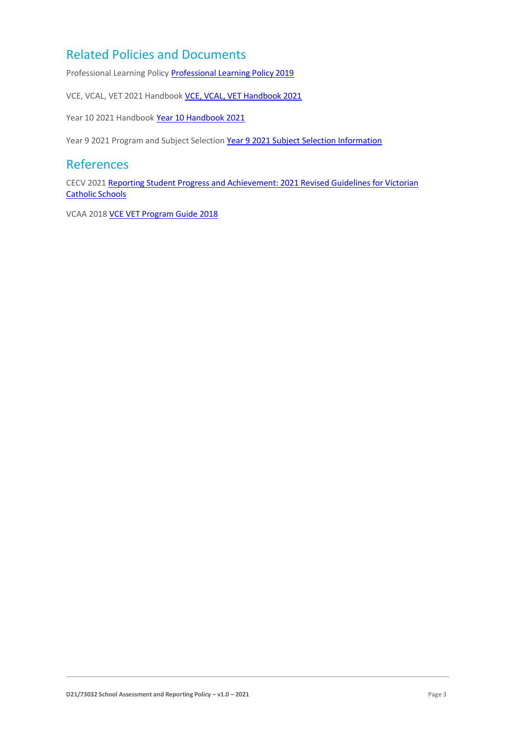## Related Policies and Documents

Professional Learning Policy Professional Learning Policy 2019

VCE, VCAL, VET 2021 Handbook VCE, VCAL, VET Handbook 2021

Year 10 2021 Handbook Year 10 Handbook 2021

Year 9 2021 Program and Subject Selection Year 9 2021 Subject Selection Information

## References

CECV 2021 Reporting Student Progress and Achievement: 2021 Revised Guidelines for Victorian Catholic Schools

VCAA 2018 VCE VET Program Guide 2018